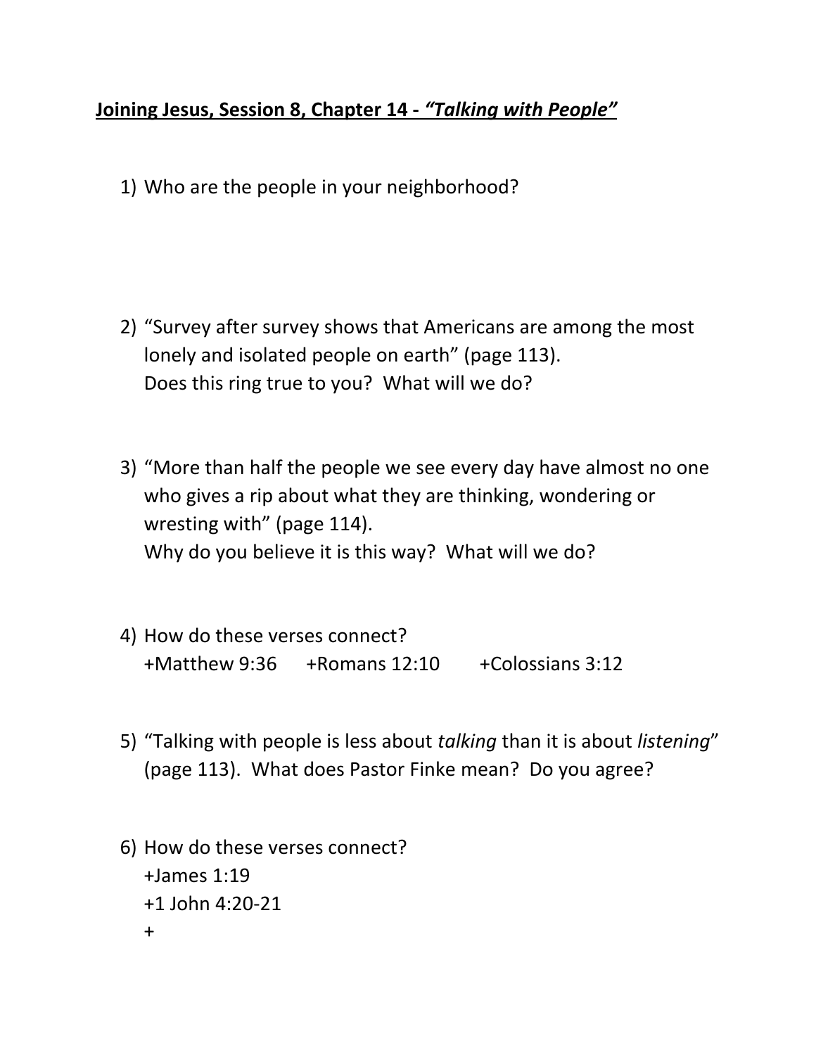**Joining Jesus, Session 8, Chapter 14 - *"Talking with People"***

1) Who are the people in your neighborhood?

2) "Survey after survey shows that Americans are among the most lonely and isolated people on earth" (page 113).
   Does this ring true to you? What will we do?

3) "More than half the people we see every day have almost no one who gives a rip about what they are thinking, wondering or wresting with" (page 114).
   Why do you believe it is this way? What will we do?

4) How do these verses connect?
   +Matthew 9:36 +Romans 12:10 +Colossians 3:12

5) "Talking with people is less about *talking* than it is about *listening*" (page 113). What does Pastor Finke mean? Do you agree?

6) How do these verses connect?
   +James 1:19
   +1 John 4:20-21
   +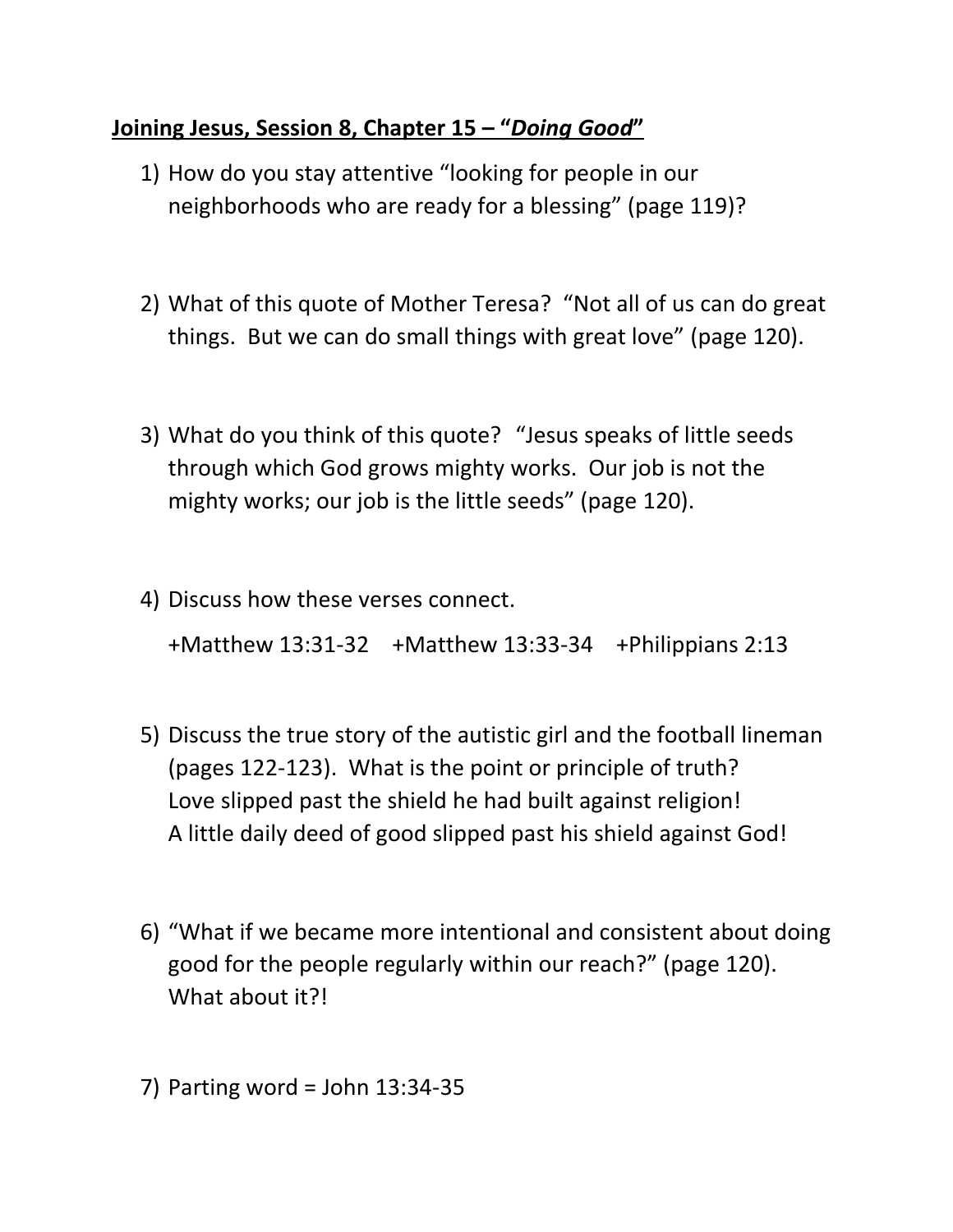**<u>Joining Jesus, Session 8, Chapter 15 – "*Doing Good*"</u>**

1) How do you stay attentive "looking for people in our neighborhoods who are ready for a blessing" (page 119)?

2) What of this quote of Mother Teresa? "Not all of us can do great things. But we can do small things with great love" (page 120).

3) What do you think of this quote? "Jesus speaks of little seeds through which God grows mighty works. Our job is not the mighty works; our job is the little seeds" (page 120).

4) Discuss how these verses connect.

   +Matthew 13:31-32 +Matthew 13:33-34 +Philippians 2:13

5) Discuss the true story of the autistic girl and the football lineman (pages 122-123). What is the point or principle of truth?
   Love slipped past the shield he had built against religion!
   A little daily deed of good slipped past his shield against God!

6) "What if we became more intentional and consistent about doing good for the people regularly within our reach?" (page 120). What about it?!

7) Parting word = John 13:34-35